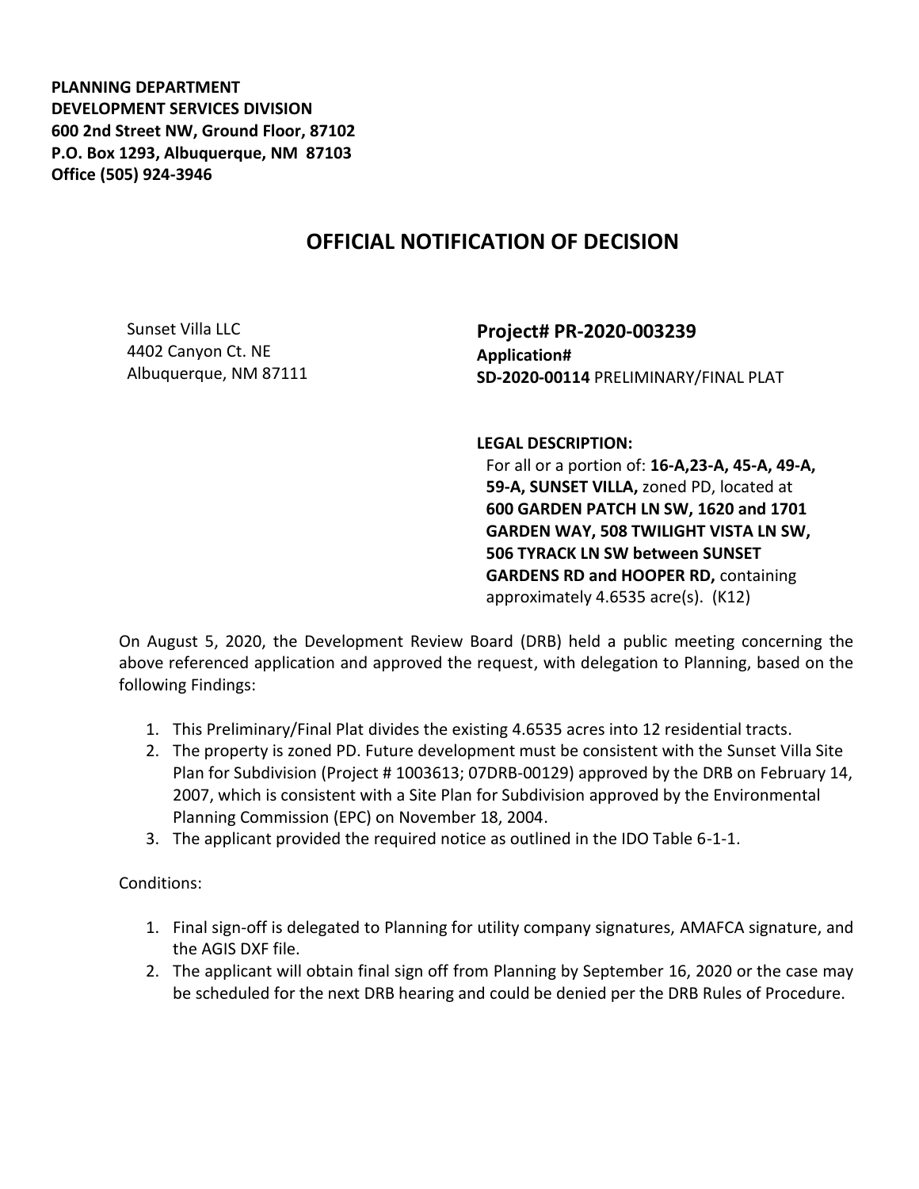**PLANNING DEPARTMENT**
**DEVELOPMENT SERVICES DIVISION**
**600 2nd Street NW, Ground Floor, 87102**
**P.O. Box 1293, Albuquerque, NM 87103**
**Office (505) 924-3946**

# OFFICIAL NOTIFICATION OF DECISION

Sunset Villa LLC
4402 Canyon Ct. NE
Albuquerque, NM 87111

**Project# PR-2020-003239**
**Application#**
**SD-2020-00114** PRELIMINARY/FINAL PLAT

**LEGAL DESCRIPTION:**
For all or a portion of: **16-A,23-A, 45-A, 49-A, 59-A, SUNSET VILLA,** zoned PD, located at **600 GARDEN PATCH LN SW, 1620 and 1701 GARDEN WAY, 508 TWILIGHT VISTA LN SW, 506 TYRACK LN SW between SUNSET GARDENS RD and HOOPER RD,** containing approximately 4.6535 acre(s). (K12)

On August 5, 2020, the Development Review Board (DRB) held a public meeting concerning the above referenced application and approved the request, with delegation to Planning, based on the following Findings:

1. This Preliminary/Final Plat divides the existing 4.6535 acres into 12 residential tracts.
2. The property is zoned PD. Future development must be consistent with the Sunset Villa Site Plan for Subdivision (Project # 1003613; 07DRB-00129) approved by the DRB on February 14, 2007, which is consistent with a Site Plan for Subdivision approved by the Environmental Planning Commission (EPC) on November 18, 2004.
3. The applicant provided the required notice as outlined in the IDO Table 6-1-1.

Conditions:

1. Final sign-off is delegated to Planning for utility company signatures, AMAFCA signature, and the AGIS DXF file.
2. The applicant will obtain final sign off from Planning by September 16, 2020 or the case may be scheduled for the next DRB hearing and could be denied per the DRB Rules of Procedure.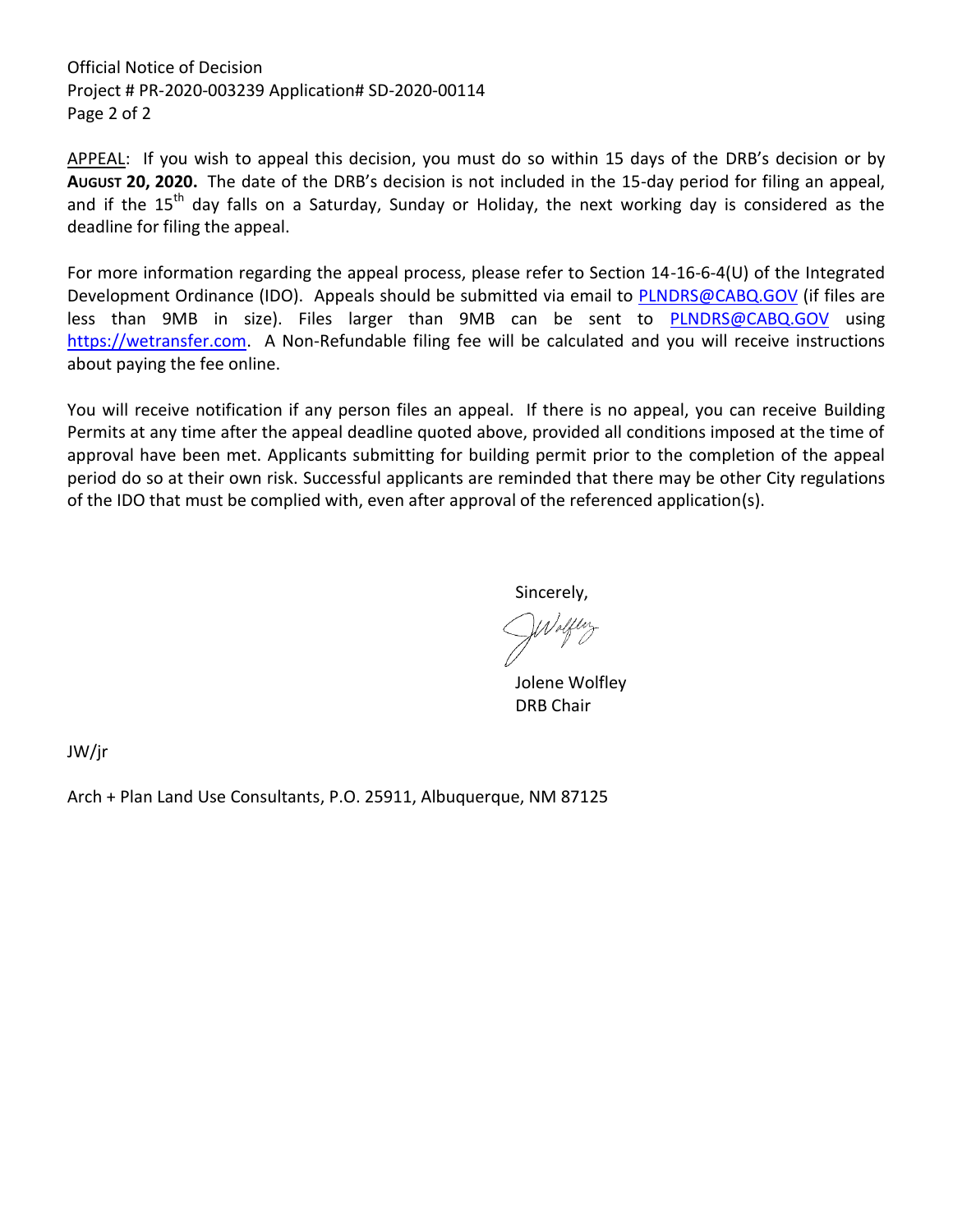APPEAL: If you wish to appeal this decision, you must do so within 15 days of the DRB's decision or by **AUGUST 20, 2020.** The date of the DRB's decision is not included in the 15-day period for filing an appeal, and if the 15th day falls on a Saturday, Sunday or Holiday, the next working day is considered as the deadline for filing the appeal.

For more information regarding the appeal process, please refer to Section 14-16-6-4(U) of the Integrated Development Ordinance (IDO). Appeals should be submitted via email to PLNDRS@CABQ.GOV (if files are less than 9MB in size). Files larger than 9MB can be sent to PLNDRS@CABQ.GOV using https://wetransfer.com. A Non-Refundable filing fee will be calculated and you will receive instructions about paying the fee online.

You will receive notification if any person files an appeal. If there is no appeal, you can receive Building Permits at any time after the appeal deadline quoted above, provided all conditions imposed at the time of approval have been met. Applicants submitting for building permit prior to the completion of the appeal period do so at their own risk. Successful applicants are reminded that there may be other City regulations of the IDO that must be complied with, even after approval of the referenced application(s).

Sincerely,

Jolene Wolfley
DRB Chair

JW/jr

Arch + Plan Land Use Consultants, P.O. 25911, Albuquerque, NM 87125